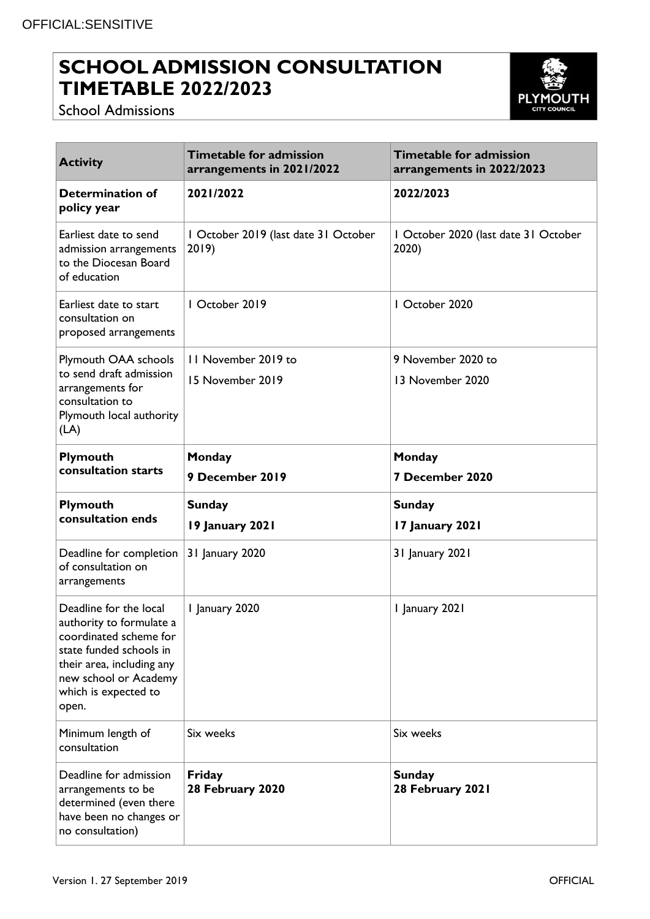OFFICIAL:SENSITIVE

# SCHOOL ADMISSION CONSULTATION TIMETABLE 2022/2023

School Admissions

| Activity | Timetable for admission arrangements in 2021/2022 | Timetable for admission arrangements in 2022/2023 |
|---|---|---|
| **Determination of policy year** | **2021/2022** | **2022/2023** |
| Earliest date to send admission arrangements to the Diocesan Board of education | 1 October 2019 (last date 31 October 2019) | 1 October 2020 (last date 31 October 2020) |
| Earliest date to start consultation on proposed arrangements | 1 October 2019 | 1 October 2020 |
| Plymouth OAA schools to send draft admission arrangements for consultation to Plymouth local authority (LA) | 11 November 2019 to 15 November 2019 | 9 November 2020 to 13 November 2020 |
| **Plymouth consultation starts** | **Monday 9 December 2019** | **Monday 7 December 2020** |
| **Plymouth consultation ends** | **Sunday 19 January 2021** | **Sunday 17 January 2021** |
| Deadline for completion of consultation on arrangements | 31 January 2020 | 31 January 2021 |
| Deadline for the local authority to formulate a coordinated scheme for state funded schools in their area, including any new school or Academy which is expected to open. | 1 January 2020 | 1 January 2021 |
| Minimum length of consultation | Six weeks | Six weeks |
| Deadline for admission arrangements to be determined (even there have been no changes or no consultation) | **Friday 28 February 2020** | **Sunday 28 February 2021** |

Version 1. 27 September 2019

OFFICIAL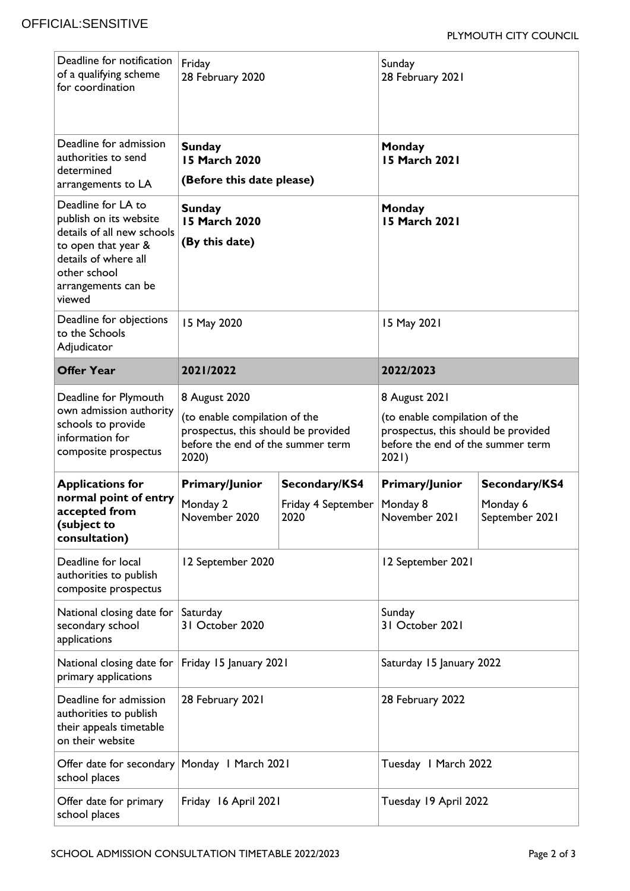| Deadline for notification of a qualifying scheme for coordination | Friday 28 February 2020 | | Sunday 28 February 2021 | |
|---|---|---|---|---|
| Deadline for admission authorities to send determined arrangements to LA | **Sunday 15 March 2020** **(Before this date please)** | | **Monday 15 March 2021** | |
| Deadline for LA to publish on its website details of all new schools to open that year & details of where all other school arrangements can be viewed | **Sunday 15 March 2020** **(By this date)** | | **Monday 15 March 2021** | |
| Deadline for objections to the Schools Adjudicator | 15 May 2020 | | 15 May 2021 | |
| **Offer Year** | **2021/2022** | | **2022/2023** | |
| Deadline for Plymouth own admission authority schools to provide information for composite prospectus | 8 August 2020 (to enable compilation of the prospectus, this should be provided before the end of the summer term 2020) | | 8 August 2021 (to enable compilation of the prospectus, this should be provided before the end of the summer term 2021) | |
| **Applications for normal point of entry accepted from (subject to consultation)** | **Primary/Junior** Monday 2 November 2020 | **Secondary/KS4** Friday 4 September 2020 | **Primary/Junior** Monday 8 November 2021 | **Secondary/KS4** Monday 6 September 2021 |
| Deadline for local authorities to publish composite prospectus | 12 September 2020 | | 12 September 2021 | |
| National closing date for secondary school applications | Saturday 31 October 2020 | | Sunday 31 October 2021 | |
| National closing date for primary applications | Friday 15 January 2021 | | Saturday 15 January 2022 | |
| Deadline for admission authorities to publish their appeals timetable on their website | 28 February 2021 | | 28 February 2022 | |
| Offer date for secondary school places | Monday 1 March 2021 | | Tuesday 1 March 2022 | |
| Offer date for primary school places | Friday 16 April 2021 | | Tuesday 19 April 2022 | |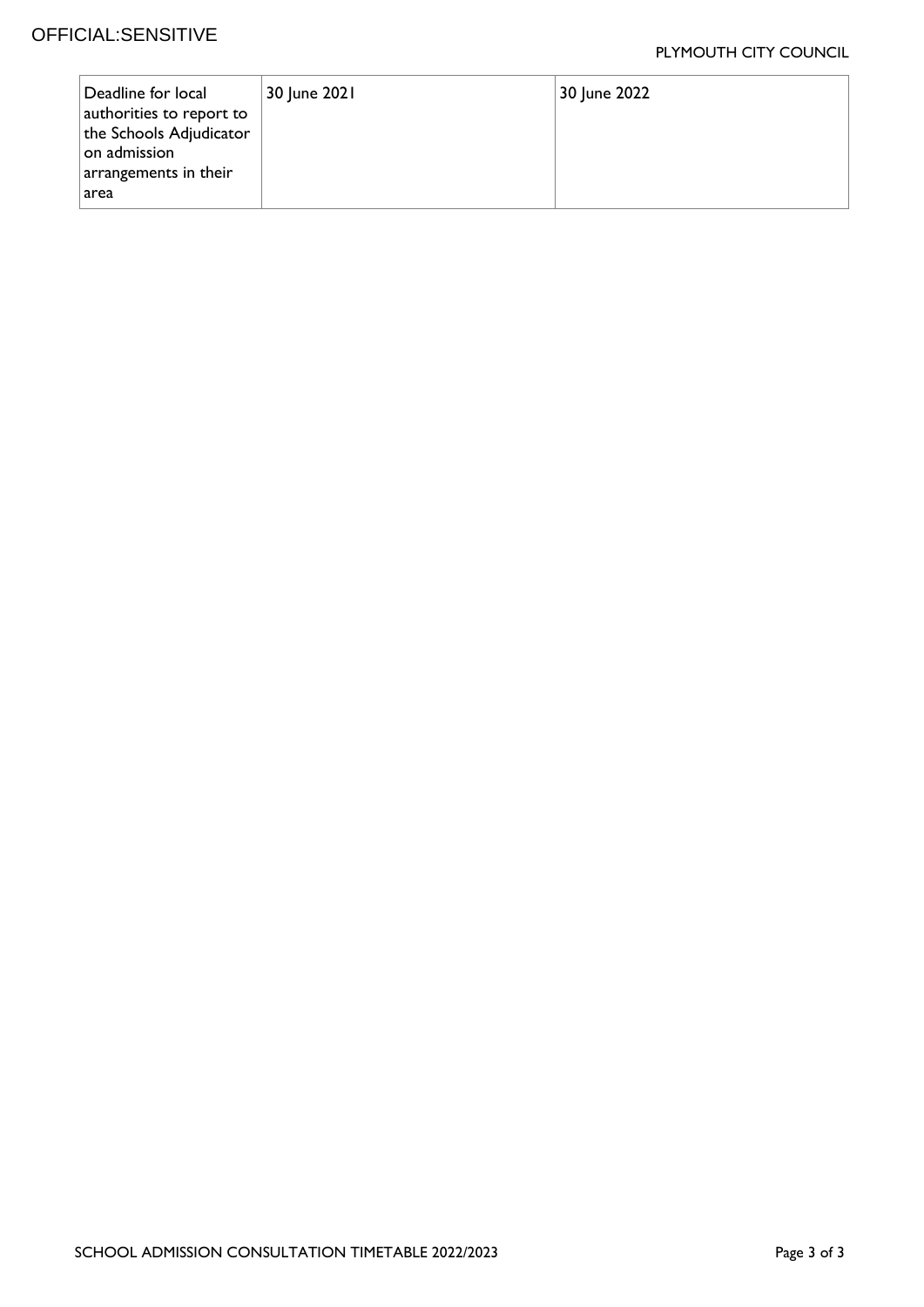| | | |
|---|---|---|
| Deadline for local authorities to report to the Schools Adjudicator on admission arrangements in their area | 30 June 2021 | 30 June 2022 |